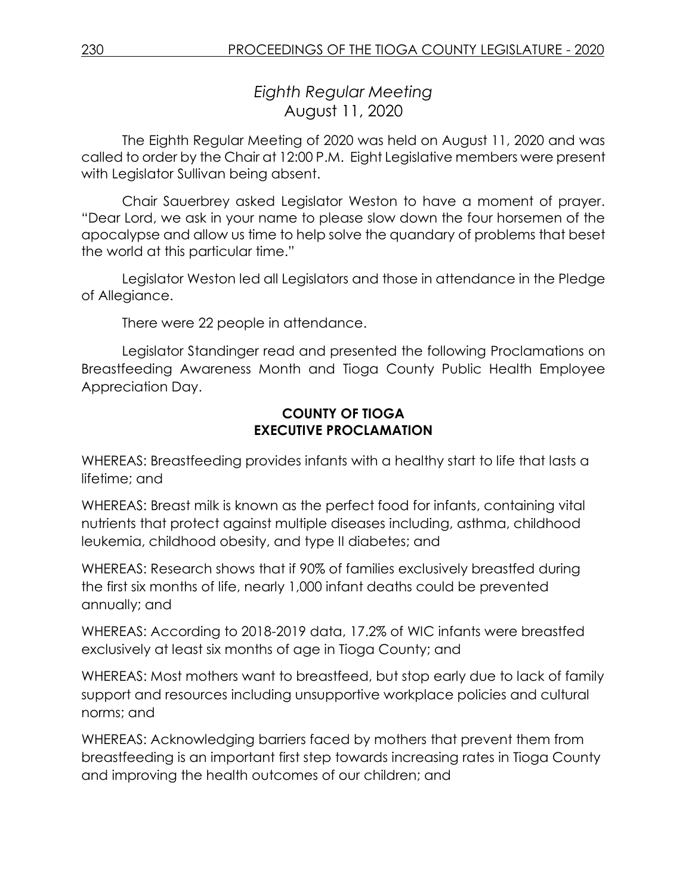# *Eighth Regular Meeting*

August 11, 2020

The Eighth Regular Meeting of 2020 was held on August 11, 2020 and was called to order by the Chair at 12:00 P.M. Eight Legislative members were present with Legislator Sullivan being absent.

Chair Sauerbrey asked Legislator Weston to have a moment of prayer. "Dear Lord, we ask in your name to please slow down the four horsemen of the apocalypse and allow us time to help solve the quandary of problems that beset the world at this particular time."

Legislator Weston led all Legislators and those in attendance in the Pledge of Allegiance.

There were 22 people in attendance.

Legislator Standinger read and presented the following Proclamations on Breastfeeding Awareness Month and Tioga County Public Health Employee Appreciation Day.

**COUNTY OF TIOGA**
**EXECUTIVE PROCLAMATION**

WHEREAS: Breastfeeding provides infants with a healthy start to life that lasts a lifetime; and

WHEREAS: Breast milk is known as the perfect food for infants, containing vital nutrients that protect against multiple diseases including, asthma, childhood leukemia, childhood obesity, and type II diabetes; and

WHEREAS: Research shows that if 90% of families exclusively breastfed during the first six months of life, nearly 1,000 infant deaths could be prevented annually; and

WHEREAS: According to 2018-2019 data, 17.2% of WIC infants were breastfed exclusively at least six months of age in Tioga County; and

WHEREAS: Most mothers want to breastfeed, but stop early due to lack of family support and resources including unsupportive workplace policies and cultural norms; and

WHEREAS: Acknowledging barriers faced by mothers that prevent them from breastfeeding is an important first step towards increasing rates in Tioga County and improving the health outcomes of our children; and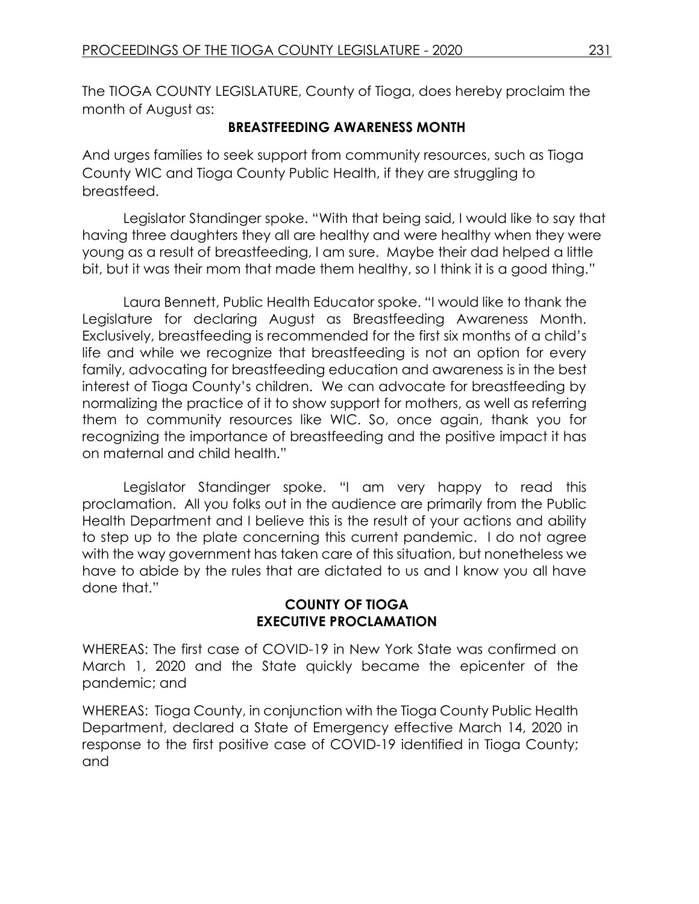The TIOGA COUNTY LEGISLATURE, County of Tioga, does hereby proclaim the month of August as:

**BREASTFEEDING AWARENESS MONTH**

And urges families to seek support from community resources, such as Tioga County WIC and Tioga County Public Health, if they are struggling to breastfeed.

Legislator Standinger spoke. "With that being said, I would like to say that having three daughters they all are healthy and were healthy when they were young as a result of breastfeeding, I am sure. Maybe their dad helped a little bit, but it was their mom that made them healthy, so I think it is a good thing."

Laura Bennett, Public Health Educator spoke. "I would like to thank the Legislature for declaring August as Breastfeeding Awareness Month. Exclusively, breastfeeding is recommended for the first six months of a child's life and while we recognize that breastfeeding is not an option for every family, advocating for breastfeeding education and awareness is in the best interest of Tioga County's children. We can advocate for breastfeeding by normalizing the practice of it to show support for mothers, as well as referring them to community resources like WIC. So, once again, thank you for recognizing the importance of breastfeeding and the positive impact it has on maternal and child health."

Legislator Standinger spoke. "I am very happy to read this proclamation. All you folks out in the audience are primarily from the Public Health Department and I believe this is the result of your actions and ability to step up to the plate concerning this current pandemic. I do not agree with the way government has taken care of this situation, but nonetheless we have to abide by the rules that are dictated to us and I know you all have done that."

**COUNTY OF TIOGA**
**EXECUTIVE PROCLAMATION**

WHEREAS: The first case of COVID-19 in New York State was confirmed on March 1, 2020 and the State quickly became the epicenter of the pandemic; and

WHEREAS: Tioga County, in conjunction with the Tioga County Public Health Department, declared a State of Emergency effective March 14, 2020 in response to the first positive case of COVID-19 identified in Tioga County; and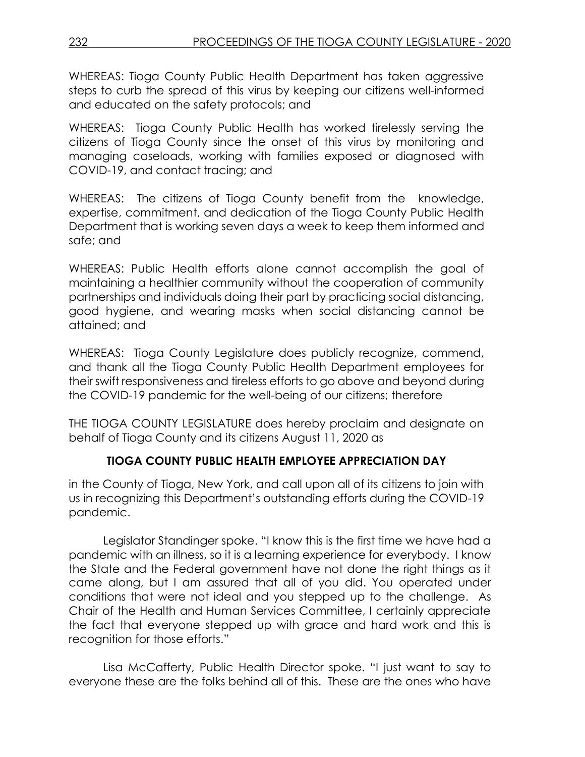WHEREAS: Tioga County Public Health Department has taken aggressive steps to curb the spread of this virus by keeping our citizens well-informed and educated on the safety protocols; and

WHEREAS: Tioga County Public Health has worked tirelessly serving the citizens of Tioga County since the onset of this virus by monitoring and managing caseloads, working with families exposed or diagnosed with COVID-19, and contact tracing; and

WHEREAS: The citizens of Tioga County benefit from the knowledge, expertise, commitment, and dedication of the Tioga County Public Health Department that is working seven days a week to keep them informed and safe; and

WHEREAS: Public Health efforts alone cannot accomplish the goal of maintaining a healthier community without the cooperation of community partnerships and individuals doing their part by practicing social distancing, good hygiene, and wearing masks when social distancing cannot be attained; and

WHEREAS: Tioga County Legislature does publicly recognize, commend, and thank all the Tioga County Public Health Department employees for their swift responsiveness and tireless efforts to go above and beyond during the COVID-19 pandemic for the well-being of our citizens; therefore

THE TIOGA COUNTY LEGISLATURE does hereby proclaim and designate on behalf of Tioga County and its citizens August 11, 2020 as

**TIOGA COUNTY PUBLIC HEALTH EMPLOYEE APPRECIATION DAY**

in the County of Tioga, New York, and call upon all of its citizens to join with us in recognizing this Department's outstanding efforts during the COVID-19 pandemic.

Legislator Standinger spoke. "I know this is the first time we have had a pandemic with an illness, so it is a learning experience for everybody. I know the State and the Federal government have not done the right things as it came along, but I am assured that all of you did. You operated under conditions that were not ideal and you stepped up to the challenge. As Chair of the Health and Human Services Committee, I certainly appreciate the fact that everyone stepped up with grace and hard work and this is recognition for those efforts."

Lisa McCafferty, Public Health Director spoke. "I just want to say to everyone these are the folks behind all of this. These are the ones who have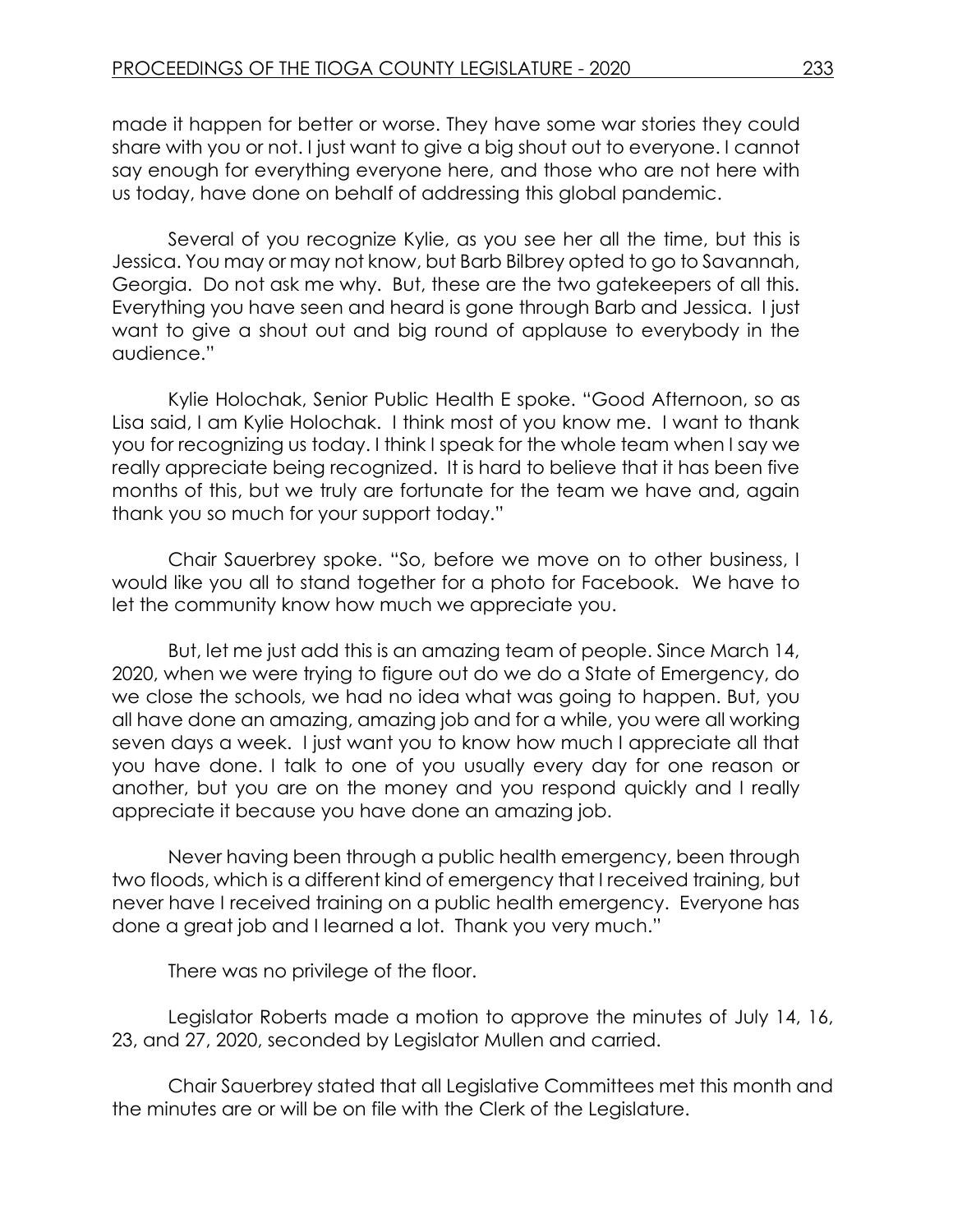made it happen for better or worse. They have some war stories they could share with you or not. I just want to give a big shout out to everyone. I cannot say enough for everything everyone here, and those who are not here with us today, have done on behalf of addressing this global pandemic.

Several of you recognize Kylie, as you see her all the time, but this is Jessica. You may or may not know, but Barb Bilbrey opted to go to Savannah, Georgia. Do not ask me why. But, these are the two gatekeepers of all this. Everything you have seen and heard is gone through Barb and Jessica. I just want to give a shout out and big round of applause to everybody in the audience."

Kylie Holochak, Senior Public Health E spoke. "Good Afternoon, so as Lisa said, I am Kylie Holochak. I think most of you know me. I want to thank you for recognizing us today. I think I speak for the whole team when I say we really appreciate being recognized. It is hard to believe that it has been five months of this, but we truly are fortunate for the team we have and, again thank you so much for your support today."

Chair Sauerbrey spoke. "So, before we move on to other business, I would like you all to stand together for a photo for Facebook. We have to let the community know how much we appreciate you.

But, let me just add this is an amazing team of people. Since March 14, 2020, when we were trying to figure out do we do a State of Emergency, do we close the schools, we had no idea what was going to happen. But, you all have done an amazing, amazing job and for a while, you were all working seven days a week. I just want you to know how much I appreciate all that you have done. I talk to one of you usually every day for one reason or another, but you are on the money and you respond quickly and I really appreciate it because you have done an amazing job.

Never having been through a public health emergency, been through two floods, which is a different kind of emergency that I received training, but never have I received training on a public health emergency. Everyone has done a great job and I learned a lot. Thank you very much."

There was no privilege of the floor.

Legislator Roberts made a motion to approve the minutes of July 14, 16, 23, and 27, 2020, seconded by Legislator Mullen and carried.

Chair Sauerbrey stated that all Legislative Committees met this month and the minutes are or will be on file with the Clerk of the Legislature.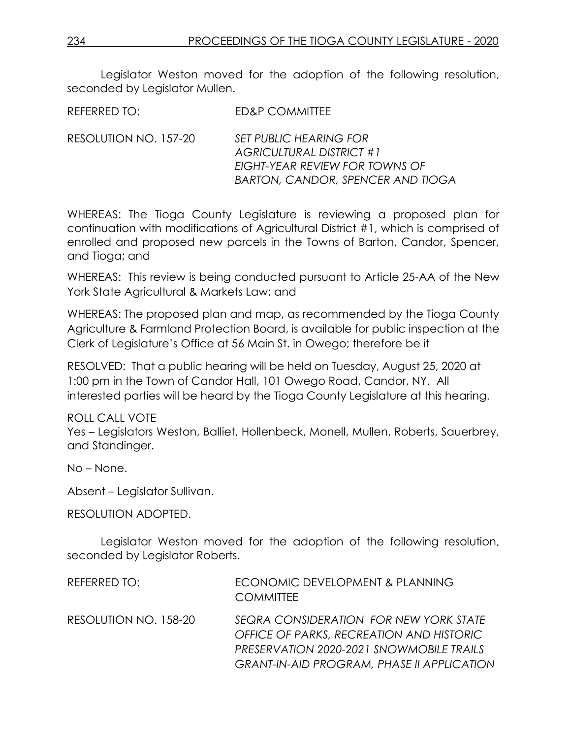Legislator Weston moved for the adoption of the following resolution, seconded by Legislator Mullen.

REFERRED TO: ED&P COMMITTEE

RESOLUTION NO. 157-20 *SET PUBLIC HEARING FOR AGRICULTURAL DISTRICT #1 EIGHT-YEAR REVIEW FOR TOWNS OF BARTON, CANDOR, SPENCER AND TIOGA*

WHEREAS: The Tioga County Legislature is reviewing a proposed plan for continuation with modifications of Agricultural District #1, which is comprised of enrolled and proposed new parcels in the Towns of Barton, Candor, Spencer, and Tioga; and

WHEREAS: This review is being conducted pursuant to Article 25-AA of the New York State Agricultural & Markets Law; and

WHEREAS: The proposed plan and map, as recommended by the Tioga County Agriculture & Farmland Protection Board, is available for public inspection at the Clerk of Legislature's Office at 56 Main St. in Owego; therefore be it

RESOLVED: That a public hearing will be held on Tuesday, August 25, 2020 at 1:00 pm in the Town of Candor Hall, 101 Owego Road, Candor, NY. All interested parties will be heard by the Tioga County Legislature at this hearing.

ROLL CALL VOTE
Yes – Legislators Weston, Balliet, Hollenbeck, Monell, Mullen, Roberts, Sauerbrey, and Standinger.

No – None.

Absent – Legislator Sullivan.

RESOLUTION ADOPTED.

Legislator Weston moved for the adoption of the following resolution, seconded by Legislator Roberts.

REFERRED TO: ECONOMIC DEVELOPMENT & PLANNING COMMITTEE

RESOLUTION NO. 158-20 *SEQRA CONSIDERATION FOR NEW YORK STATE OFFICE OF PARKS, RECREATION AND HISTORIC PRESERVATION 2020-2021 SNOWMOBILE TRAILS GRANT-IN-AID PROGRAM, PHASE II APPLICATION*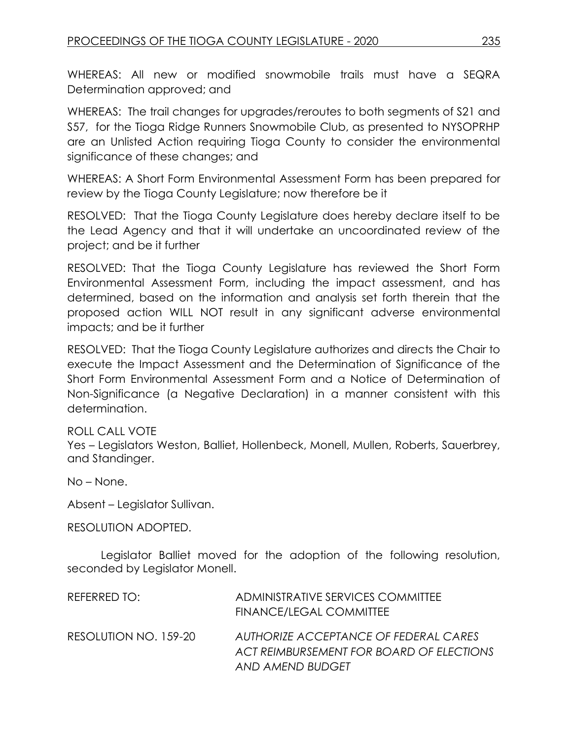WHEREAS: All new or modified snowmobile trails must have a SEQRA Determination approved; and

WHEREAS: The trail changes for upgrades/reroutes to both segments of S21 and S57, for the Tioga Ridge Runners Snowmobile Club, as presented to NYSOPRHP are an Unlisted Action requiring Tioga County to consider the environmental significance of these changes; and

WHEREAS: A Short Form Environmental Assessment Form has been prepared for review by the Tioga County Legislature; now therefore be it

RESOLVED: That the Tioga County Legislature does hereby declare itself to be the Lead Agency and that it will undertake an uncoordinated review of the project; and be it further

RESOLVED: That the Tioga County Legislature has reviewed the Short Form Environmental Assessment Form, including the impact assessment, and has determined, based on the information and analysis set forth therein that the proposed action WILL NOT result in any significant adverse environmental impacts; and be it further

RESOLVED: That the Tioga County Legislature authorizes and directs the Chair to execute the Impact Assessment and the Determination of Significance of the Short Form Environmental Assessment Form and a Notice of Determination of Non-Significance (a Negative Declaration) in a manner consistent with this determination.

ROLL CALL VOTE
Yes – Legislators Weston, Balliet, Hollenbeck, Monell, Mullen, Roberts, Sauerbrey, and Standinger.

No – None.

Absent – Legislator Sullivan.

RESOLUTION ADOPTED.

Legislator Balliet moved for the adoption of the following resolution, seconded by Legislator Monell.

REFERRED TO: ADMINISTRATIVE SERVICES COMMITTEE
FINANCE/LEGAL COMMITTEE

RESOLUTION NO. 159-20 *AUTHORIZE ACCEPTANCE OF FEDERAL CARES ACT REIMBURSEMENT FOR BOARD OF ELECTIONS AND AMEND BUDGET*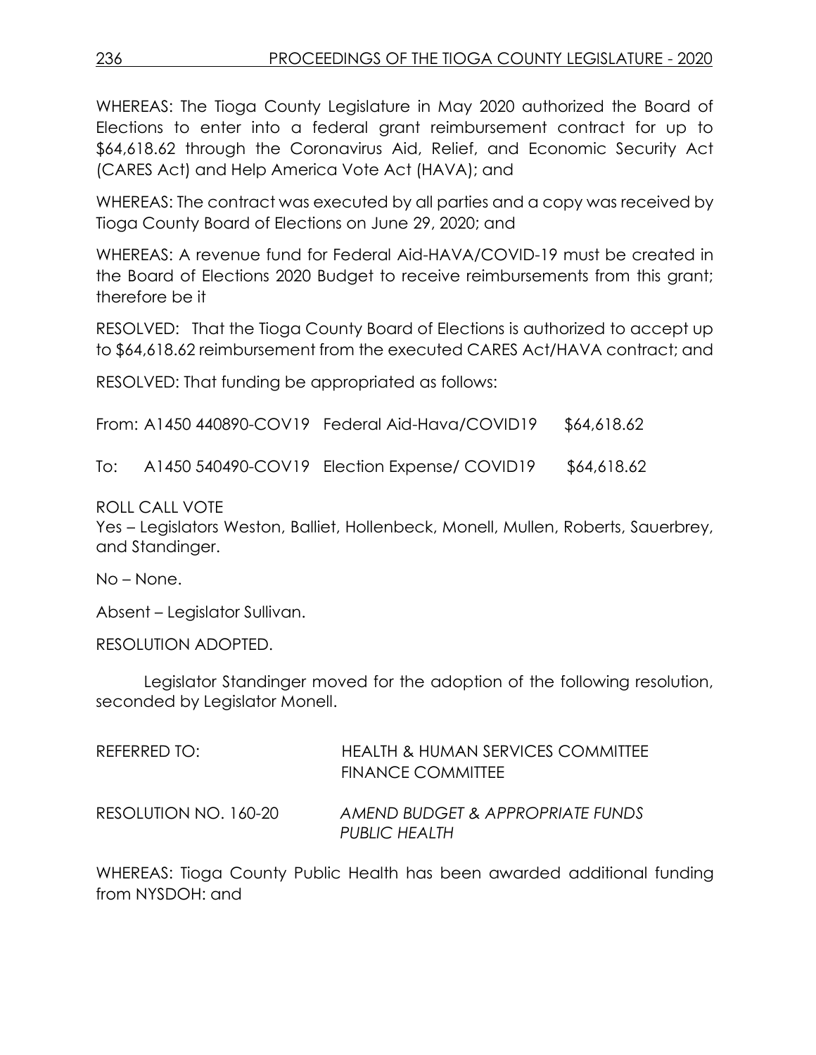WHEREAS: The Tioga County Legislature in May 2020 authorized the Board of Elections to enter into a federal grant reimbursement contract for up to $64,618.62 through the Coronavirus Aid, Relief, and Economic Security Act (CARES Act) and Help America Vote Act (HAVA); and

WHEREAS: The contract was executed by all parties and a copy was received by Tioga County Board of Elections on June 29, 2020; and

WHEREAS: A revenue fund for Federal Aid-HAVA/COVID-19 must be created in the Board of Elections 2020 Budget to receive reimbursements from this grant; therefore be it

RESOLVED: That the Tioga County Board of Elections is authorized to accept up to $64,618.62 reimbursement from the executed CARES Act/HAVA contract; and

RESOLVED: That funding be appropriated as follows:

| | | | |
|---|---|---|---|
| From: | A1450 440890-COV19 | Federal Aid-Hava/COVID19 | $64,618.62 |
| To: | A1450 540490-COV19 | Election Expense/ COVID19 | $64,618.62 |

ROLL CALL VOTE
Yes – Legislators Weston, Balliet, Hollenbeck, Monell, Mullen, Roberts, Sauerbrey, and Standinger.

No – None.

Absent – Legislator Sullivan.

RESOLUTION ADOPTED.

Legislator Standinger moved for the adoption of the following resolution, seconded by Legislator Monell.

REFERRED TO: HEALTH & HUMAN SERVICES COMMITTEE
FINANCE COMMITTEE

RESOLUTION NO. 160-20 *AMEND BUDGET & APPROPRIATE FUNDS PUBLIC HEALTH*

WHEREAS: Tioga County Public Health has been awarded additional funding from NYSDOH: and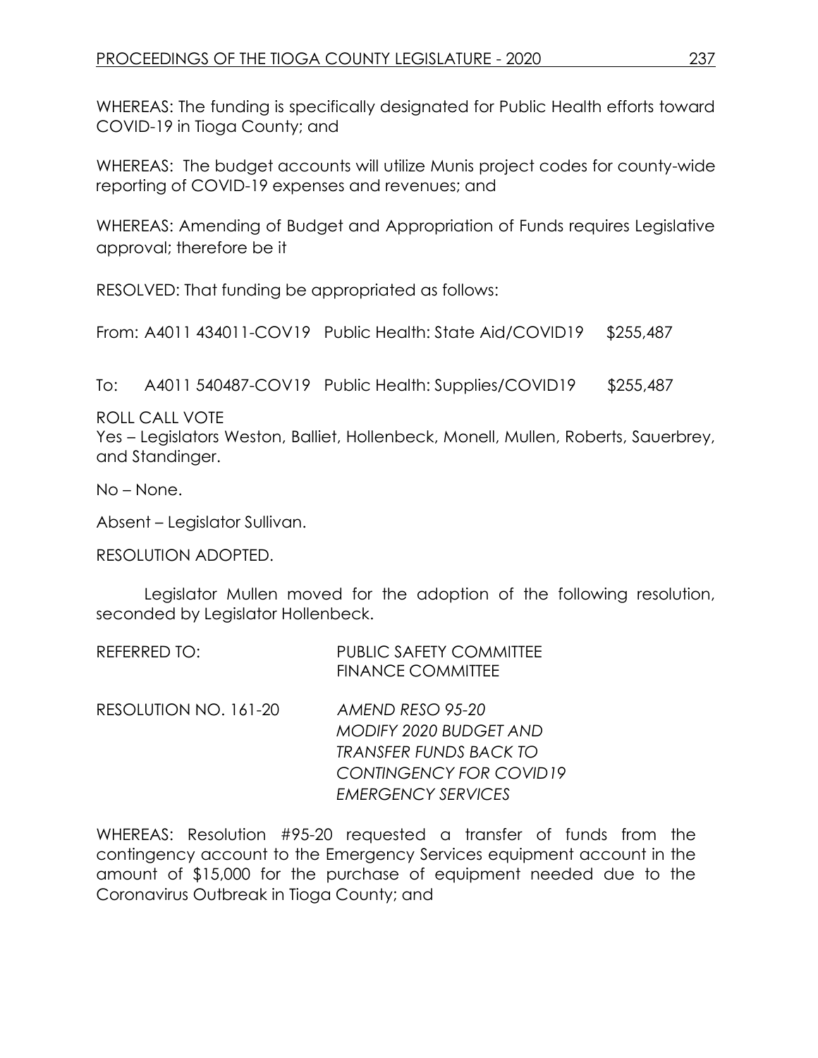WHEREAS: The funding is specifically designated for Public Health efforts toward COVID-19 in Tioga County; and

WHEREAS: The budget accounts will utilize Munis project codes for county-wide reporting of COVID-19 expenses and revenues; and

WHEREAS: Amending of Budget and Appropriation of Funds requires Legislative approval; therefore be it

RESOLVED: That funding be appropriated as follows:

From: A4011 434011-COV19 Public Health: State Aid/COVID19 $255,487

To: A4011 540487-COV19 Public Health: Supplies/COVID19 $255,487

ROLL CALL VOTE
Yes – Legislators Weston, Balliet, Hollenbeck, Monell, Mullen, Roberts, Sauerbrey, and Standinger.

No – None.

Absent – Legislator Sullivan.

RESOLUTION ADOPTED.

Legislator Mullen moved for the adoption of the following resolution, seconded by Legislator Hollenbeck.

REFERRED TO: PUBLIC SAFETY COMMITTEE
FINANCE COMMITTEE

RESOLUTION NO. 161-20 *AMEND RESO 95-20*
*MODIFY 2020 BUDGET AND*
*TRANSFER FUNDS BACK TO*
*CONTINGENCY FOR COVID19*
*EMERGENCY SERVICES*

WHEREAS: Resolution #95-20 requested a transfer of funds from the contingency account to the Emergency Services equipment account in the amount of $15,000 for the purchase of equipment needed due to the Coronavirus Outbreak in Tioga County; and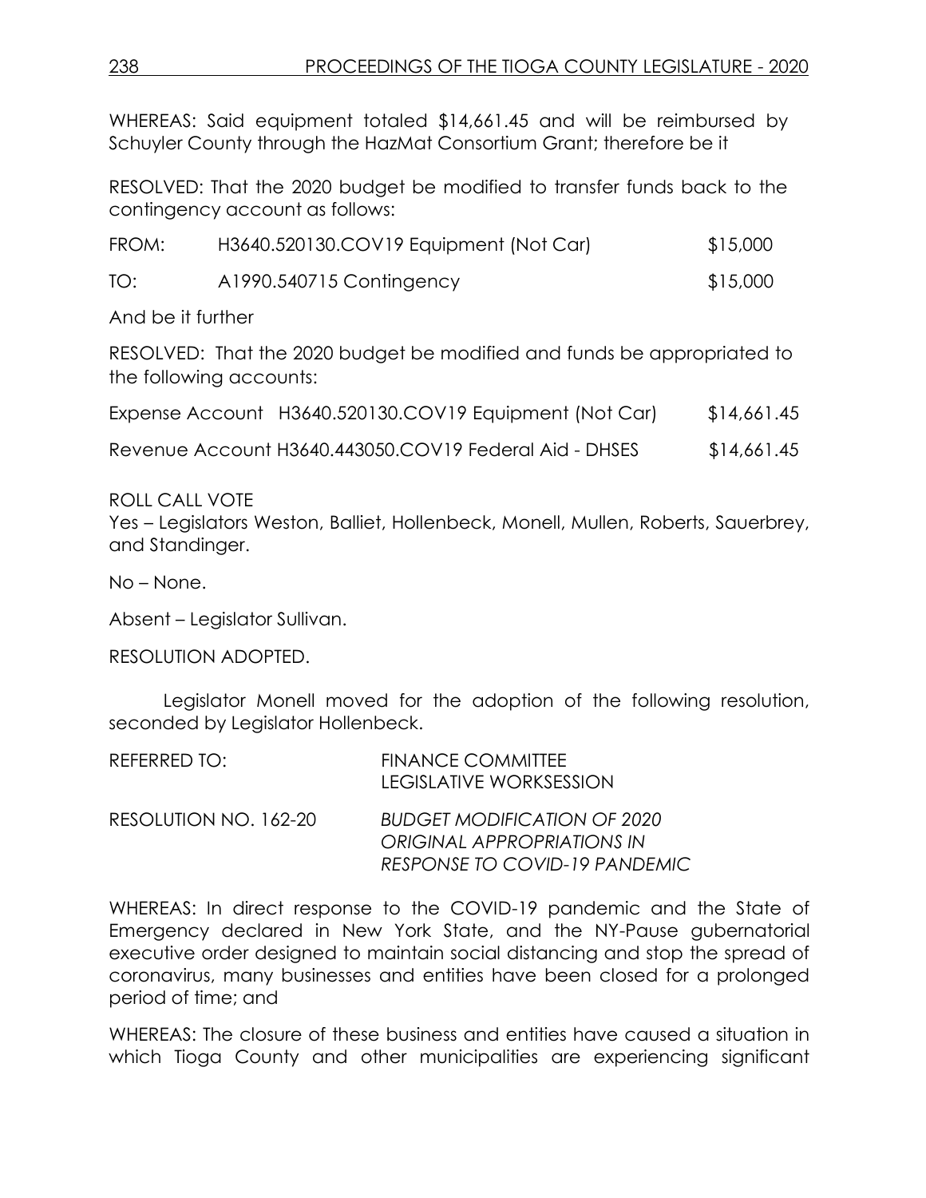WHEREAS: Said equipment totaled $14,661.45 and will be reimbursed by Schuyler County through the HazMat Consortium Grant; therefore be it

RESOLVED: That the 2020 budget be modified to transfer funds back to the contingency account as follows:

| | | |
|---|---|---|
| FROM: | H3640.520130.COV19 Equipment (Not Car) | $15,000 |
| TO: | A1990.540715 Contingency | $15,000 |

And be it further

RESOLVED: That the 2020 budget be modified and funds be appropriated to the following accounts:

| | | |
|---|---|---|
| Expense Account | H3640.520130.COV19 Equipment (Not Car) | $14,661.45 |
| Revenue Account | H3640.443050.COV19 Federal Aid - DHSES | $14,661.45 |

ROLL CALL VOTE
Yes – Legislators Weston, Balliet, Hollenbeck, Monell, Mullen, Roberts, Sauerbrey, and Standinger.

No – None.

Absent – Legislator Sullivan.

RESOLUTION ADOPTED.

Legislator Monell moved for the adoption of the following resolution, seconded by Legislator Hollenbeck.

REFERRED TO: FINANCE COMMITTEE
LEGISLATIVE WORKSESSION

RESOLUTION NO. 162-20 *BUDGET MODIFICATION OF 2020 ORIGINAL APPROPRIATIONS IN RESPONSE TO COVID-19 PANDEMIC*

WHEREAS: In direct response to the COVID-19 pandemic and the State of Emergency declared in New York State, and the NY-Pause gubernatorial executive order designed to maintain social distancing and stop the spread of coronavirus, many businesses and entities have been closed for a prolonged period of time; and

WHEREAS: The closure of these business and entities have caused a situation in which Tioga County and other municipalities are experiencing significant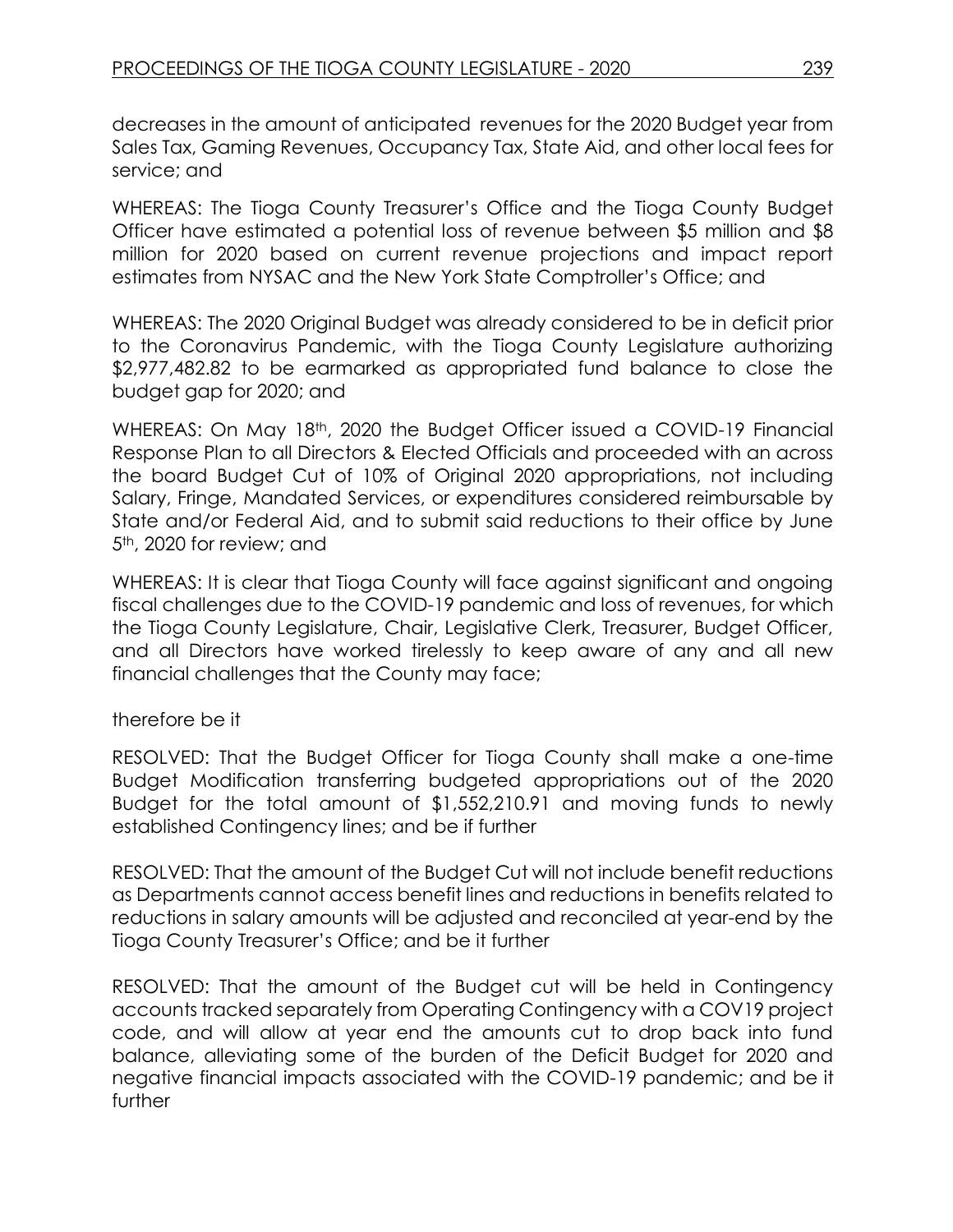decreases in the amount of anticipated revenues for the 2020 Budget year from Sales Tax, Gaming Revenues, Occupancy Tax, State Aid, and other local fees for service; and

WHEREAS: The Tioga County Treasurer's Office and the Tioga County Budget Officer have estimated a potential loss of revenue between $5 million and $8 million for 2020 based on current revenue projections and impact report estimates from NYSAC and the New York State Comptroller's Office; and

WHEREAS: The 2020 Original Budget was already considered to be in deficit prior to the Coronavirus Pandemic, with the Tioga County Legislature authorizing $2,977,482.82 to be earmarked as appropriated fund balance to close the budget gap for 2020; and

WHEREAS: On May 18th, 2020 the Budget Officer issued a COVID-19 Financial Response Plan to all Directors & Elected Officials and proceeded with an across the board Budget Cut of 10% of Original 2020 appropriations, not including Salary, Fringe, Mandated Services, or expenditures considered reimbursable by State and/or Federal Aid, and to submit said reductions to their office by June 5th, 2020 for review; and

WHEREAS: It is clear that Tioga County will face against significant and ongoing fiscal challenges due to the COVID-19 pandemic and loss of revenues, for which the Tioga County Legislature, Chair, Legislative Clerk, Treasurer, Budget Officer, and all Directors have worked tirelessly to keep aware of any and all new financial challenges that the County may face;

therefore be it

RESOLVED: That the Budget Officer for Tioga County shall make a one-time Budget Modification transferring budgeted appropriations out of the 2020 Budget for the total amount of $1,552,210.91 and moving funds to newly established Contingency lines; and be if further

RESOLVED: That the amount of the Budget Cut will not include benefit reductions as Departments cannot access benefit lines and reductions in benefits related to reductions in salary amounts will be adjusted and reconciled at year-end by the Tioga County Treasurer's Office; and be it further

RESOLVED: That the amount of the Budget cut will be held in Contingency accounts tracked separately from Operating Contingency with a COV19 project code, and will allow at year end the amounts cut to drop back into fund balance, alleviating some of the burden of the Deficit Budget for 2020 and negative financial impacts associated with the COVID-19 pandemic; and be it further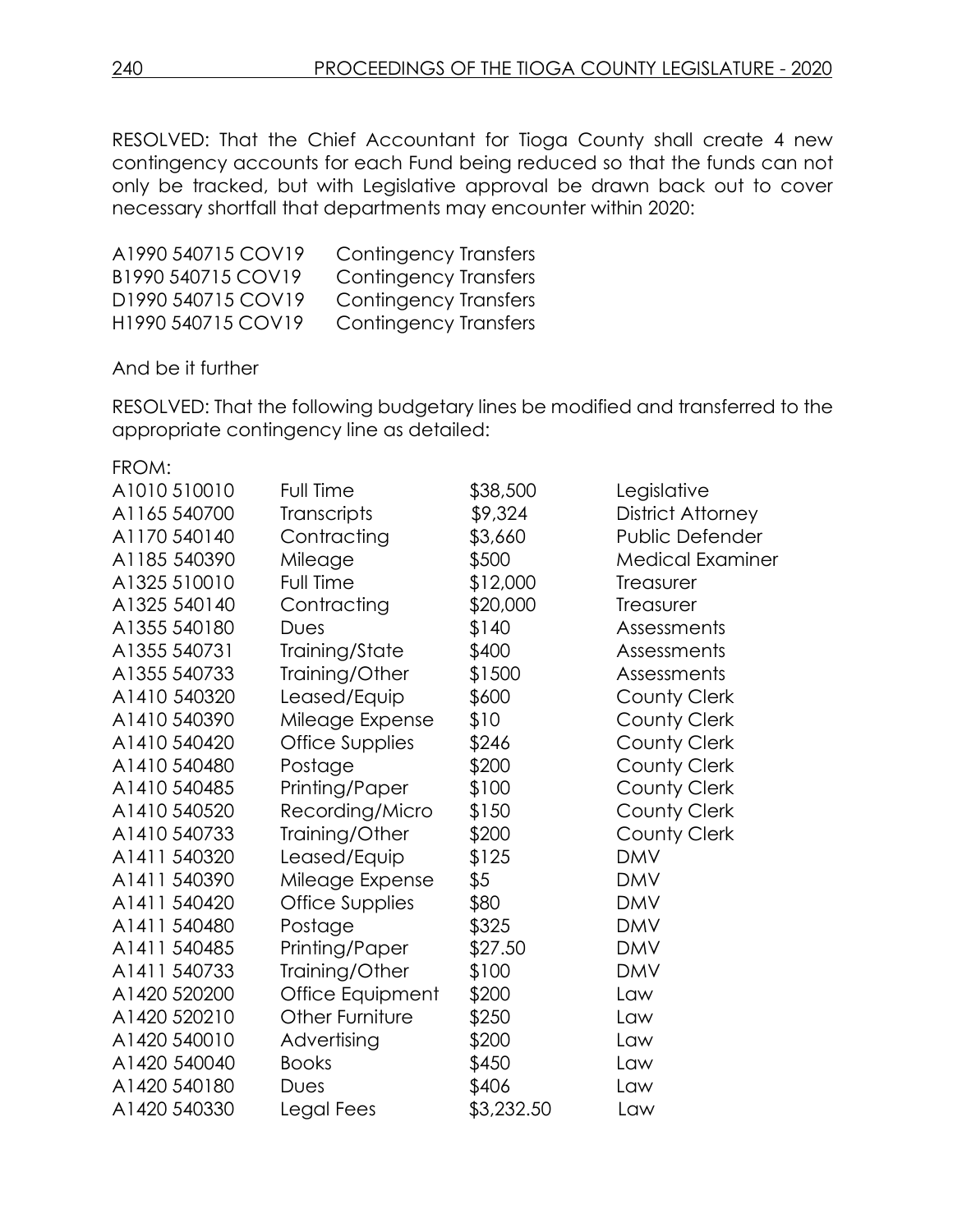RESOLVED: That the Chief Accountant for Tioga County shall create 4 new contingency accounts for each Fund being reduced so that the funds can not only be tracked, but with Legislative approval be drawn back out to cover necessary shortfall that departments may encounter within 2020:

| | |
|---|---|
| A1990 540715 COV19 | Contingency Transfers |
| B1990 540715 COV19 | Contingency Transfers |
| D1990 540715 COV19 | Contingency Transfers |
| H1990 540715 COV19 | Contingency Transfers |

And be it further

RESOLVED: That the following budgetary lines be modified and transferred to the appropriate contingency line as detailed:

FROM:

| | | | |
|---|---|---|---|
| A1010 510010 | Full Time | $38,500 | Legislative |
| A1165 540700 | Transcripts | $9,324 | District Attorney |
| A1170 540140 | Contracting | $3,660 | Public Defender |
| A1185 540390 | Mileage | $500 | Medical Examiner |
| A1325 510010 | Full Time | $12,000 | Treasurer |
| A1325 540140 | Contracting | $20,000 | Treasurer |
| A1355 540180 | Dues | $140 | Assessments |
| A1355 540731 | Training/State | $400 | Assessments |
| A1355 540733 | Training/Other | $1500 | Assessments |
| A1410 540320 | Leased/Equip | $600 | County Clerk |
| A1410 540390 | Mileage Expense | $10 | County Clerk |
| A1410 540420 | Office Supplies | $246 | County Clerk |
| A1410 540480 | Postage | $200 | County Clerk |
| A1410 540485 | Printing/Paper | $100 | County Clerk |
| A1410 540520 | Recording/Micro | $150 | County Clerk |
| A1410 540733 | Training/Other | $200 | County Clerk |
| A1411 540320 | Leased/Equip | $125 | DMV |
| A1411 540390 | Mileage Expense | $5 | DMV |
| A1411 540420 | Office Supplies | $80 | DMV |
| A1411 540480 | Postage | $325 | DMV |
| A1411 540485 | Printing/Paper | $27.50 | DMV |
| A1411 540733 | Training/Other | $100 | DMV |
| A1420 520200 | Office Equipment | $200 | Law |
| A1420 520210 | Other Furniture | $250 | Law |
| A1420 540010 | Advertising | $200 | Law |
| A1420 540040 | Books | $450 | Law |
| A1420 540180 | Dues | $406 | Law |
| A1420 540330 | Legal Fees | $3,232.50 | Law |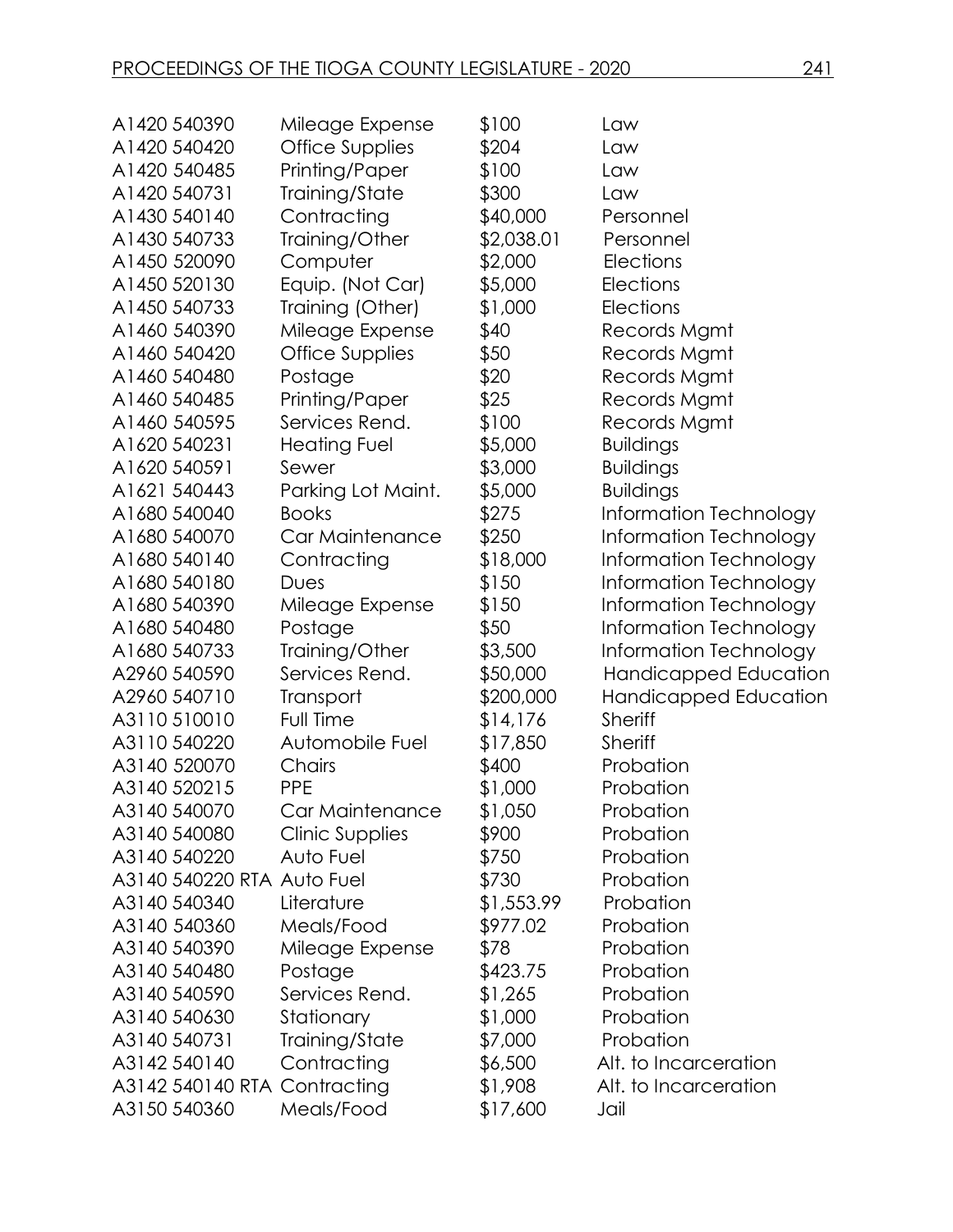| | | | |
|---|---|---|---|
| A1420 540390 | Mileage Expense | $100 | Law |
| A1420 540420 | Office Supplies | $204 | Law |
| A1420 540485 | Printing/Paper | $100 | Law |
| A1420 540731 | Training/State | $300 | Law |
| A1430 540140 | Contracting | $40,000 | Personnel |
| A1430 540733 | Training/Other | $2,038.01 | Personnel |
| A1450 520090 | Computer | $2,000 | Elections |
| A1450 520130 | Equip. (Not Car) | $5,000 | Elections |
| A1450 540733 | Training (Other) | $1,000 | Elections |
| A1460 540390 | Mileage Expense | $40 | Records Mgmt |
| A1460 540420 | Office Supplies | $50 | Records Mgmt |
| A1460 540480 | Postage | $20 | Records Mgmt |
| A1460 540485 | Printing/Paper | $25 | Records Mgmt |
| A1460 540595 | Services Rend. | $100 | Records Mgmt |
| A1620 540231 | Heating Fuel | $5,000 | Buildings |
| A1620 540591 | Sewer | $3,000 | Buildings |
| A1621 540443 | Parking Lot Maint. | $5,000 | Buildings |
| A1680 540040 | Books | $275 | Information Technology |
| A1680 540070 | Car Maintenance | $250 | Information Technology |
| A1680 540140 | Contracting | $18,000 | Information Technology |
| A1680 540180 | Dues | $150 | Information Technology |
| A1680 540390 | Mileage Expense | $150 | Information Technology |
| A1680 540480 | Postage | $50 | Information Technology |
| A1680 540733 | Training/Other | $3,500 | Information Technology |
| A2960 540590 | Services Rend. | $50,000 | Handicapped Education |
| A2960 540710 | Transport | $200,000 | Handicapped Education |
| A3110 510010 | Full Time | $14,176 | Sheriff |
| A3110 540220 | Automobile Fuel | $17,850 | Sheriff |
| A3140 520070 | Chairs | $400 | Probation |
| A3140 520215 | PPE | $1,000 | Probation |
| A3140 540070 | Car Maintenance | $1,050 | Probation |
| A3140 540080 | Clinic Supplies | $900 | Probation |
| A3140 540220 | Auto Fuel | $750 | Probation |
| A3140 540220 RTA | Auto Fuel | $730 | Probation |
| A3140 540340 | Literature | $1,553.99 | Probation |
| A3140 540360 | Meals/Food | $977.02 | Probation |
| A3140 540390 | Mileage Expense | $78 | Probation |
| A3140 540480 | Postage | $423.75 | Probation |
| A3140 540590 | Services Rend. | $1,265 | Probation |
| A3140 540630 | Stationary | $1,000 | Probation |
| A3140 540731 | Training/State | $7,000 | Probation |
| A3142 540140 | Contracting | $6,500 | Alt. to Incarceration |
| A3142 540140 RTA | Contracting | $1,908 | Alt. to Incarceration |
| A3150 540360 | Meals/Food | $17,600 | Jail |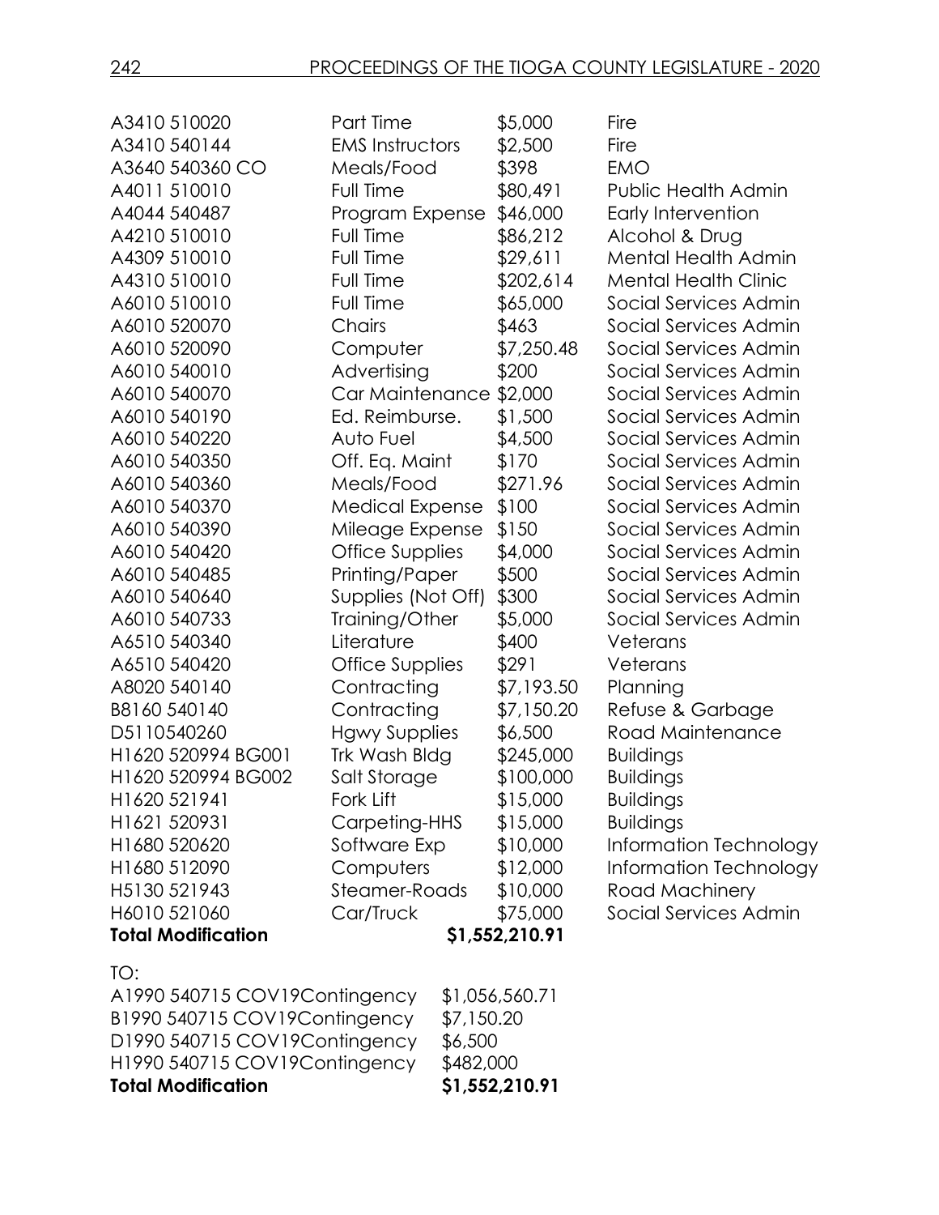| | | | |
|---|---|---|---|
| A3410 510020 | Part Time | $5,000 | Fire |
| A3410 540144 | EMS Instructors | $2,500 | Fire |
| A3640 540360 CO | Meals/Food | $398 | EMO |
| A4011 510010 | Full Time | $80,491 | Public Health Admin |
| A4044 540487 | Program Expense | $46,000 | Early Intervention |
| A4210 510010 | Full Time | $86,212 | Alcohol & Drug |
| A4309 510010 | Full Time | $29,611 | Mental Health Admin |
| A4310 510010 | Full Time | $202,614 | Mental Health Clinic |
| A6010 510010 | Full Time | $65,000 | Social Services Admin |
| A6010 520070 | Chairs | $463 | Social Services Admin |
| A6010 520090 | Computer | $7,250.48 | Social Services Admin |
| A6010 540010 | Advertising | $200 | Social Services Admin |
| A6010 540070 | Car Maintenance | $2,000 | Social Services Admin |
| A6010 540190 | Ed. Reimburse. | $1,500 | Social Services Admin |
| A6010 540220 | Auto Fuel | $4,500 | Social Services Admin |
| A6010 540350 | Off. Eq. Maint | $170 | Social Services Admin |
| A6010 540360 | Meals/Food | $271.96 | Social Services Admin |
| A6010 540370 | Medical Expense | $100 | Social Services Admin |
| A6010 540390 | Mileage Expense | $150 | Social Services Admin |
| A6010 540420 | Office Supplies | $4,000 | Social Services Admin |
| A6010 540485 | Printing/Paper | $500 | Social Services Admin |
| A6010 540640 | Supplies (Not Off) | $300 | Social Services Admin |
| A6010 540733 | Training/Other | $5,000 | Social Services Admin |
| A6510 540340 | Literature | $400 | Veterans |
| A6510 540420 | Office Supplies | $291 | Veterans |
| A8020 540140 | Contracting | $7,193.50 | Planning |
| B8160 540140 | Contracting | $7,150.20 | Refuse & Garbage |
| D5110540260 | Hgwy Supplies | $6,500 | Road Maintenance |
| H1620 520994 BG001 | Trk Wash Bldg | $245,000 | Buildings |
| H1620 520994 BG002 | Salt Storage | $100,000 | Buildings |
| H1620 521941 | Fork Lift | $15,000 | Buildings |
| H1621 520931 | Carpeting-HHS | $15,000 | Buildings |
| H1680 520620 | Software Exp | $10,000 | Information Technology |
| H1680 512090 | Computers | $12,000 | Information Technology |
| H5130 521943 | Steamer-Roads | $10,000 | Road Machinery |
| H6010 521060 | Car/Truck | $75,000 | Social Services Admin |
| **Total Modification** | | **$1,552,210.91** | |

TO:

| | |
|---|---|
| A1990 540715 COV19Contingency | $1,056,560.71 |
| B1990 540715 COV19Contingency | $7,150.20 |
| D1990 540715 COV19Contingency | $6,500 |
| H1990 540715 COV19Contingency | $482,000 |
| **Total Modification** | **$1,552,210.91** |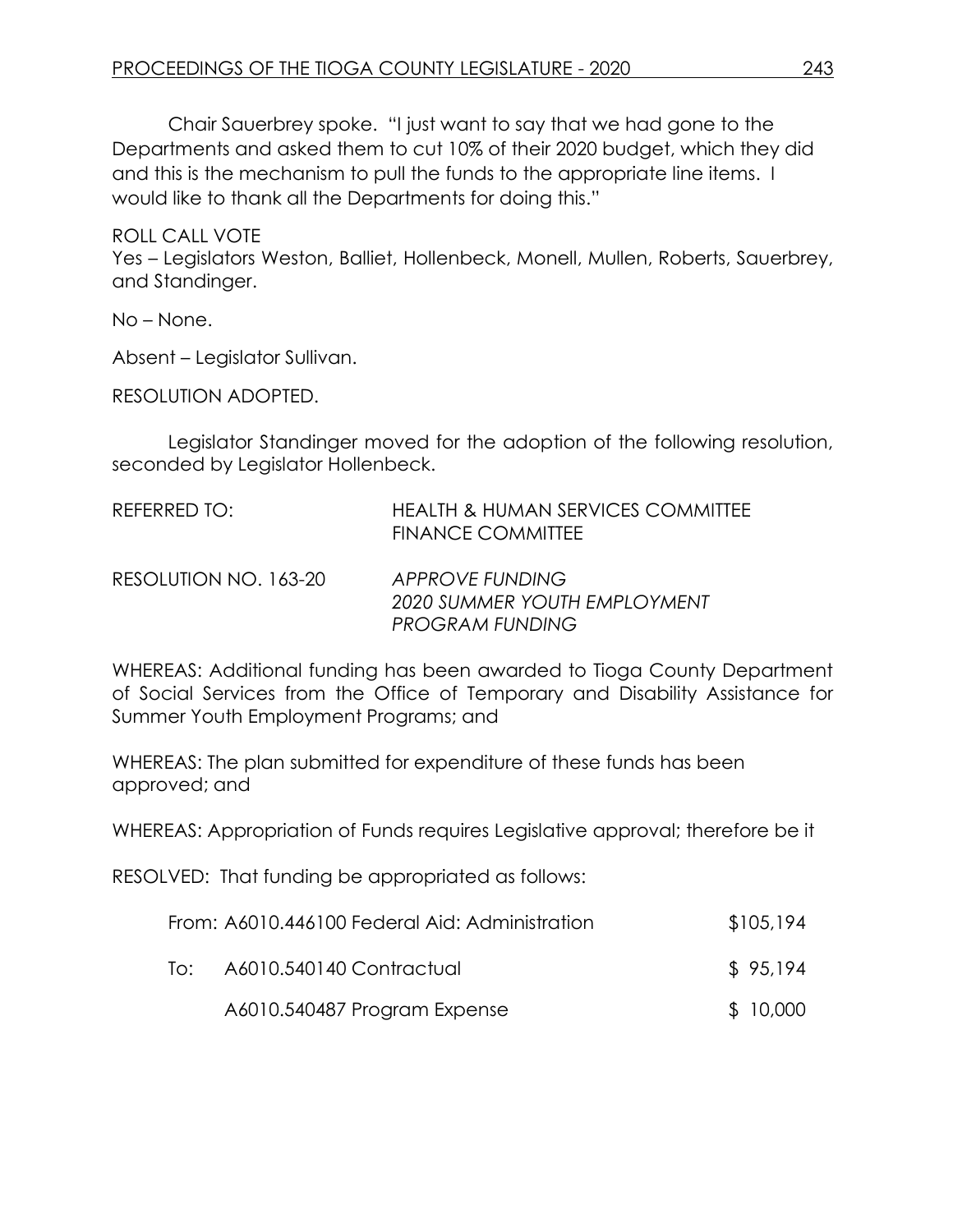Chair Sauerbrey spoke. "I just want to say that we had gone to the Departments and asked them to cut 10% of their 2020 budget, which they did and this is the mechanism to pull the funds to the appropriate line items. I would like to thank all the Departments for doing this."

ROLL CALL VOTE
Yes – Legislators Weston, Balliet, Hollenbeck, Monell, Mullen, Roberts, Sauerbrey, and Standinger.

No – None.

Absent – Legislator Sullivan.

RESOLUTION ADOPTED.

Legislator Standinger moved for the adoption of the following resolution, seconded by Legislator Hollenbeck.

REFERRED TO: HEALTH & HUMAN SERVICES COMMITTEE
FINANCE COMMITTEE

RESOLUTION NO. 163-20 *APPROVE FUNDING*
*2020 SUMMER YOUTH EMPLOYMENT PROGRAM FUNDING*

WHEREAS: Additional funding has been awarded to Tioga County Department of Social Services from the Office of Temporary and Disability Assistance for Summer Youth Employment Programs; and

WHEREAS: The plan submitted for expenditure of these funds has been approved; and

WHEREAS: Appropriation of Funds requires Legislative approval; therefore be it

RESOLVED: That funding be appropriated as follows:

| | | |
|---|---|---|
| From: | A6010.446100 Federal Aid: Administration | $105,194 |
| To: | A6010.540140 Contractual | $ 95,194 |
| | A6010.540487 Program Expense | $ 10,000 |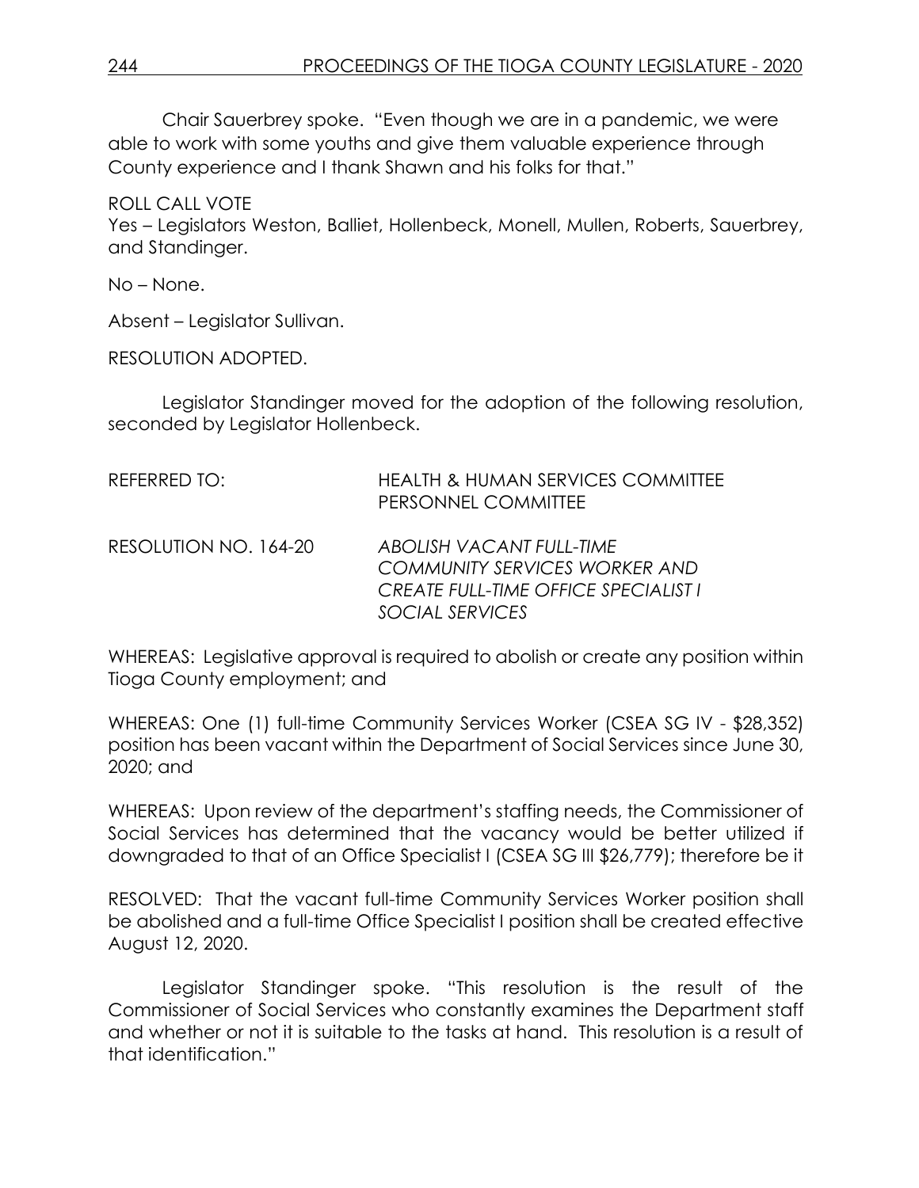Chair Sauerbrey spoke. "Even though we are in a pandemic, we were able to work with some youths and give them valuable experience through County experience and I thank Shawn and his folks for that."

ROLL CALL VOTE
Yes – Legislators Weston, Balliet, Hollenbeck, Monell, Mullen, Roberts, Sauerbrey, and Standinger.

No – None.

Absent – Legislator Sullivan.

RESOLUTION ADOPTED.

Legislator Standinger moved for the adoption of the following resolution, seconded by Legislator Hollenbeck.

REFERRED TO: HEALTH & HUMAN SERVICES COMMITTEE
PERSONNEL COMMITTEE

RESOLUTION NO. 164-20 *ABOLISH VACANT FULL-TIME COMMUNITY SERVICES WORKER AND CREATE FULL-TIME OFFICE SPECIALIST I SOCIAL SERVICES*

WHEREAS: Legislative approval is required to abolish or create any position within Tioga County employment; and

WHEREAS: One (1) full-time Community Services Worker (CSEA SG IV - $28,352) position has been vacant within the Department of Social Services since June 30, 2020; and

WHEREAS: Upon review of the department's staffing needs, the Commissioner of Social Services has determined that the vacancy would be better utilized if downgraded to that of an Office Specialist I (CSEA SG III $26,779); therefore be it

RESOLVED: That the vacant full-time Community Services Worker position shall be abolished and a full-time Office Specialist I position shall be created effective August 12, 2020.

Legislator Standinger spoke. "This resolution is the result of the Commissioner of Social Services who constantly examines the Department staff and whether or not it is suitable to the tasks at hand. This resolution is a result of that identification."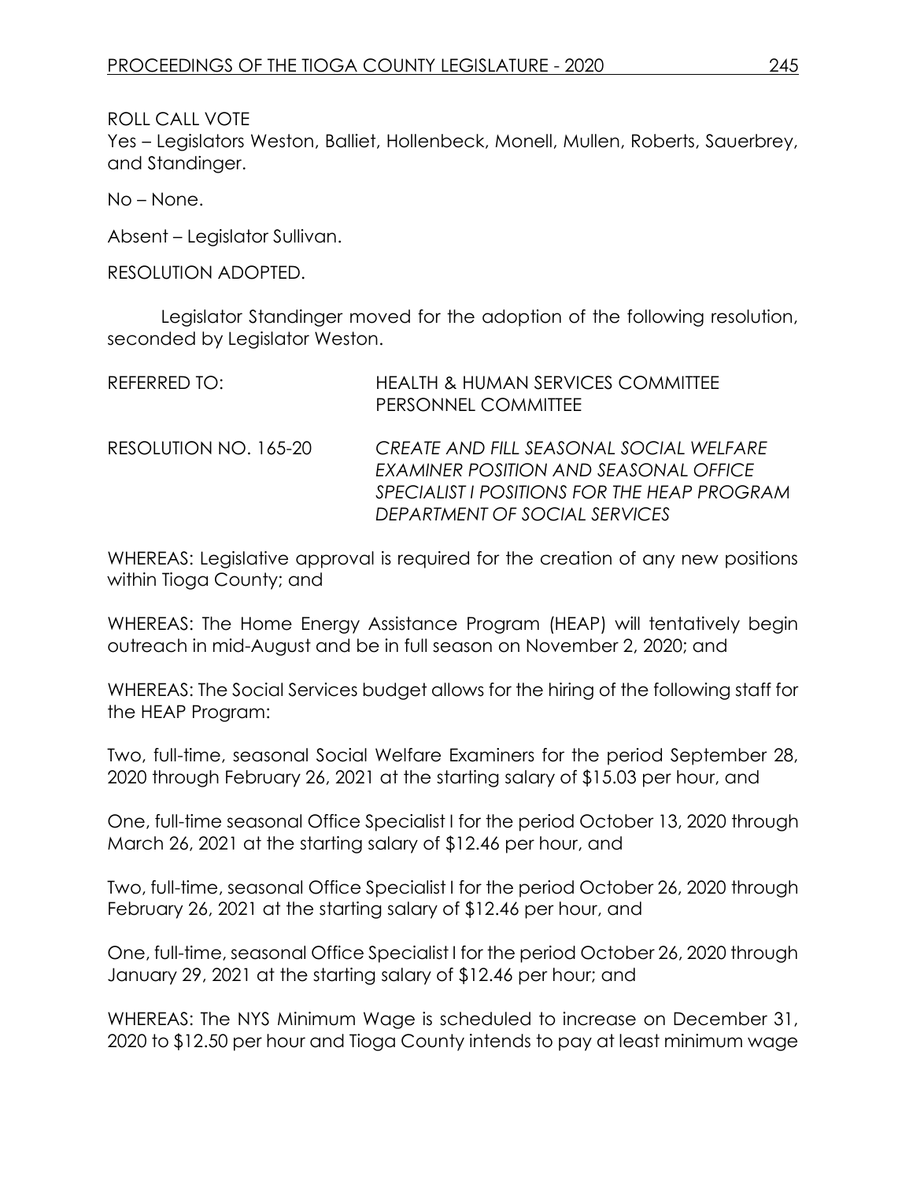ROLL CALL VOTE

Yes – Legislators Weston, Balliet, Hollenbeck, Monell, Mullen, Roberts, Sauerbrey, and Standinger.

No – None.

Absent – Legislator Sullivan.

RESOLUTION ADOPTED.

Legislator Standinger moved for the adoption of the following resolution, seconded by Legislator Weston.

REFERRED TO: HEALTH & HUMAN SERVICES COMMITTEE
PERSONNEL COMMITTEE

RESOLUTION NO. 165-20 *CREATE AND FILL SEASONAL SOCIAL WELFARE EXAMINER POSITION AND SEASONAL OFFICE SPECIALIST I POSITIONS FOR THE HEAP PROGRAM DEPARTMENT OF SOCIAL SERVICES*

WHEREAS: Legislative approval is required for the creation of any new positions within Tioga County; and

WHEREAS: The Home Energy Assistance Program (HEAP) will tentatively begin outreach in mid-August and be in full season on November 2, 2020; and

WHEREAS: The Social Services budget allows for the hiring of the following staff for the HEAP Program:

Two, full-time, seasonal Social Welfare Examiners for the period September 28, 2020 through February 26, 2021 at the starting salary of $15.03 per hour, and

One, full-time seasonal Office Specialist I for the period October 13, 2020 through March 26, 2021 at the starting salary of $12.46 per hour, and

Two, full-time, seasonal Office Specialist I for the period October 26, 2020 through February 26, 2021 at the starting salary of $12.46 per hour, and

One, full-time, seasonal Office Specialist I for the period October 26, 2020 through January 29, 2021 at the starting salary of $12.46 per hour; and

WHEREAS: The NYS Minimum Wage is scheduled to increase on December 31, 2020 to $12.50 per hour and Tioga County intends to pay at least minimum wage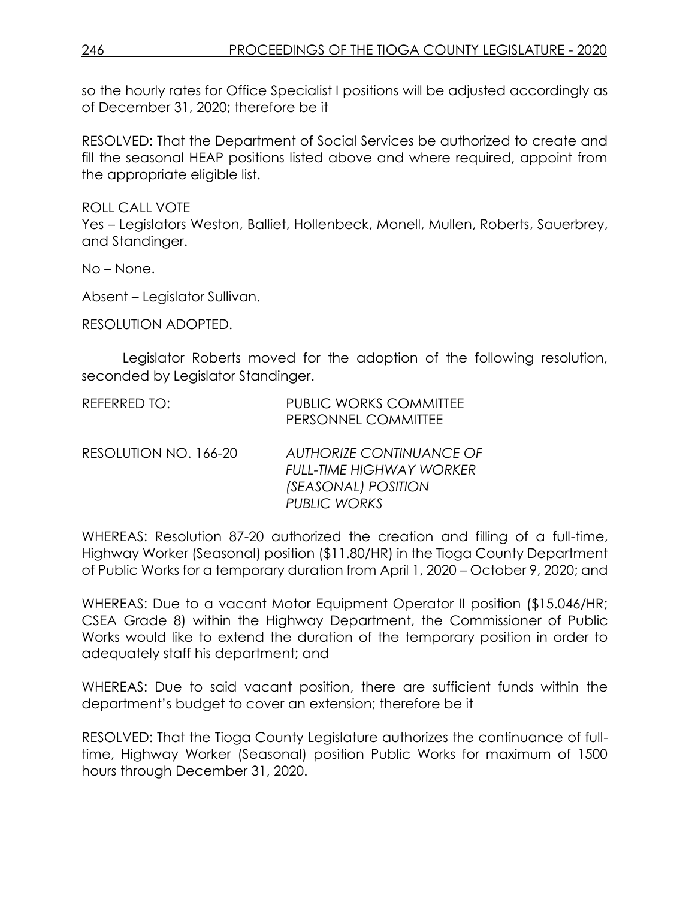so the hourly rates for Office Specialist I positions will be adjusted accordingly as of December 31, 2020; therefore be it

RESOLVED: That the Department of Social Services be authorized to create and fill the seasonal HEAP positions listed above and where required, appoint from the appropriate eligible list.

ROLL CALL VOTE
Yes – Legislators Weston, Balliet, Hollenbeck, Monell, Mullen, Roberts, Sauerbrey, and Standinger.

No – None.

Absent – Legislator Sullivan.

RESOLUTION ADOPTED.

Legislator Roberts moved for the adoption of the following resolution, seconded by Legislator Standinger.

REFERRED TO: PUBLIC WORKS COMMITTEE
PERSONNEL COMMITTEE

RESOLUTION NO. 166-20 *AUTHORIZE CONTINUANCE OF FULL-TIME HIGHWAY WORKER (SEASONAL) POSITION PUBLIC WORKS*

WHEREAS: Resolution 87-20 authorized the creation and filling of a full-time, Highway Worker (Seasonal) position ($11.80/HR) in the Tioga County Department of Public Works for a temporary duration from April 1, 2020 – October 9, 2020; and

WHEREAS: Due to a vacant Motor Equipment Operator II position ($15.046/HR; CSEA Grade 8) within the Highway Department, the Commissioner of Public Works would like to extend the duration of the temporary position in order to adequately staff his department; and

WHEREAS: Due to said vacant position, there are sufficient funds within the department's budget to cover an extension; therefore be it

RESOLVED: That the Tioga County Legislature authorizes the continuance of full-time, Highway Worker (Seasonal) position Public Works for maximum of 1500 hours through December 31, 2020.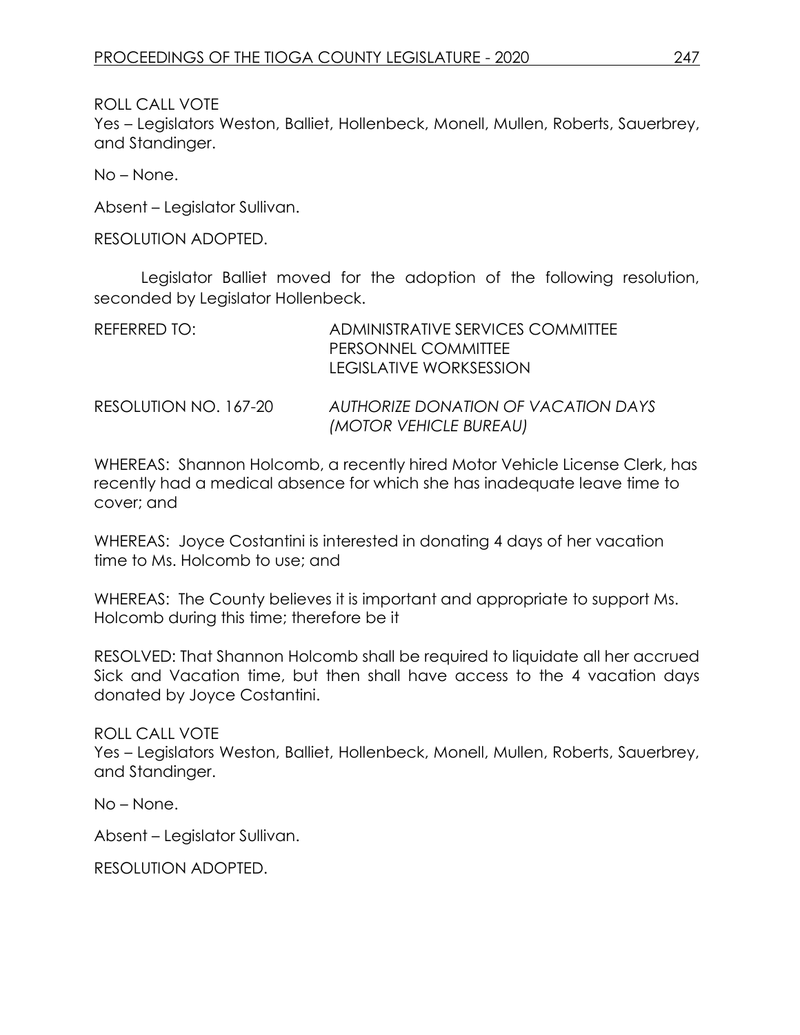ROLL CALL VOTE
Yes – Legislators Weston, Balliet, Hollenbeck, Monell, Mullen, Roberts, Sauerbrey, and Standinger.

No – None.

Absent – Legislator Sullivan.

RESOLUTION ADOPTED.

Legislator Balliet moved for the adoption of the following resolution, seconded by Legislator Hollenbeck.

REFERRED TO: ADMINISTRATIVE SERVICES COMMITTEE
PERSONNEL COMMITTEE
LEGISLATIVE WORKSESSION

RESOLUTION NO. 167-20 *AUTHORIZE DONATION OF VACATION DAYS (MOTOR VEHICLE BUREAU)*

WHEREAS: Shannon Holcomb, a recently hired Motor Vehicle License Clerk, has recently had a medical absence for which she has inadequate leave time to cover; and

WHEREAS: Joyce Costantini is interested in donating 4 days of her vacation time to Ms. Holcomb to use; and

WHEREAS: The County believes it is important and appropriate to support Ms. Holcomb during this time; therefore be it

RESOLVED: That Shannon Holcomb shall be required to liquidate all her accrued Sick and Vacation time, but then shall have access to the 4 vacation days donated by Joyce Costantini.

ROLL CALL VOTE
Yes – Legislators Weston, Balliet, Hollenbeck, Monell, Mullen, Roberts, Sauerbrey, and Standinger.

No – None.

Absent – Legislator Sullivan.

RESOLUTION ADOPTED.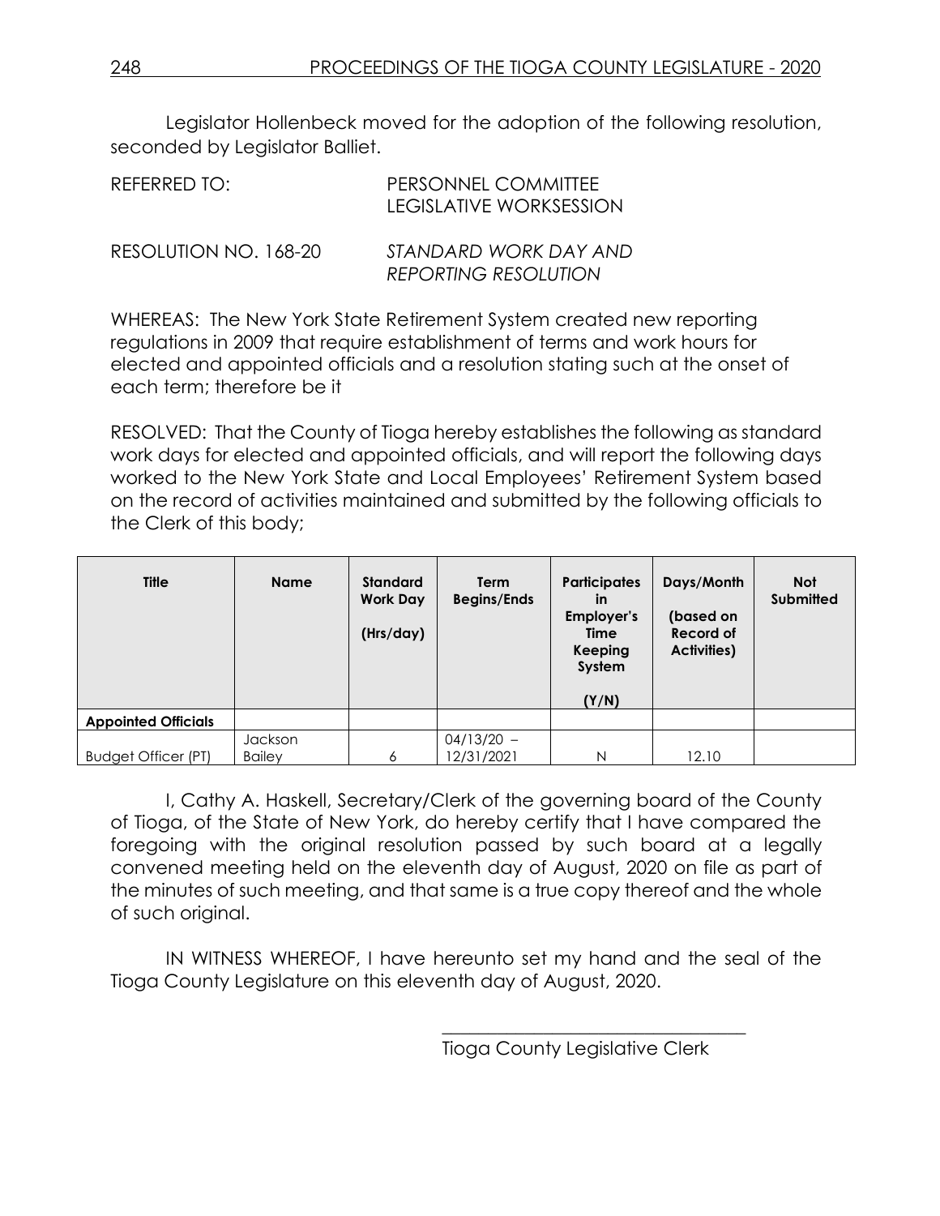Legislator Hollenbeck moved for the adoption of the following resolution, seconded by Legislator Balliet.

REFERRED TO: PERSONNEL COMMITTEE
LEGISLATIVE WORKSESSION

RESOLUTION NO. 168-20 *STANDARD WORK DAY AND REPORTING RESOLUTION*

WHEREAS: The New York State Retirement System created new reporting regulations in 2009 that require establishment of terms and work hours for elected and appointed officials and a resolution stating such at the onset of each term; therefore be it

RESOLVED: That the County of Tioga hereby establishes the following as standard work days for elected and appointed officials, and will report the following days worked to the New York State and Local Employees' Retirement System based on the record of activities maintained and submitted by the following officials to the Clerk of this body;

| Title | Name | Standard Work Day (Hrs/day) | Term Begins/Ends | Participates in Employer's Time Keeping System (Y/N) | Days/Month (based on Record of Activities) | Not Submitted |
|---|---|---|---|---|---|---|
| **Appointed Officials** | | | | | | |
| Budget Officer (PT) | Jackson Bailey | 6 | 04/13/20 – 12/31/2021 | N | 12.10 | |

I, Cathy A. Haskell, Secretary/Clerk of the governing board of the County of Tioga, of the State of New York, do hereby certify that I have compared the foregoing with the original resolution passed by such board at a legally convened meeting held on the eleventh day of August, 2020 on file as part of the minutes of such meeting, and that same is a true copy thereof and the whole of such original.

IN WITNESS WHEREOF, I have hereunto set my hand and the seal of the Tioga County Legislature on this eleventh day of August, 2020.

\_\_\_\_\_\_\_\_\_\_\_\_\_\_\_\_\_\_\_\_\_\_\_\_\_\_\_\_\_\_\_\_\_\_
Tioga County Legislative Clerk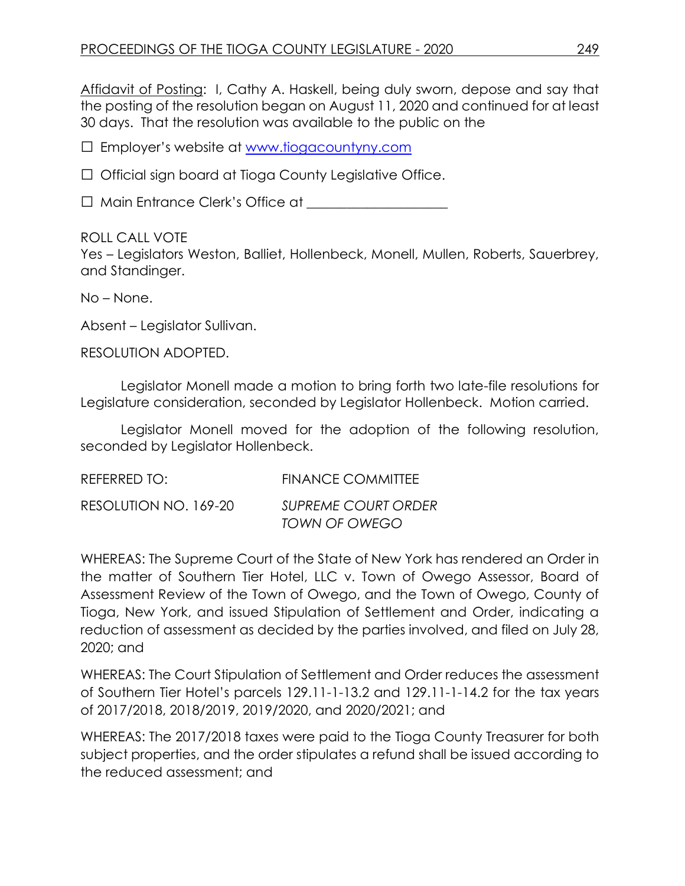Affidavit of Posting: I, Cathy A. Haskell, being duly sworn, depose and say that the posting of the resolution began on August 11, 2020 and continued for at least 30 days. That the resolution was available to the public on the

☐ Employer's website at www.tiogacountyny.com

☐ Official sign board at Tioga County Legislative Office.

☐ Main Entrance Clerk's Office at ____________________

ROLL CALL VOTE
Yes – Legislators Weston, Balliet, Hollenbeck, Monell, Mullen, Roberts, Sauerbrey, and Standinger.

No – None.

Absent – Legislator Sullivan.

RESOLUTION ADOPTED.

Legislator Monell made a motion to bring forth two late-file resolutions for Legislature consideration, seconded by Legislator Hollenbeck. Motion carried.

Legislator Monell moved for the adoption of the following resolution, seconded by Legislator Hollenbeck.

REFERRED TO: FINANCE COMMITTEE

RESOLUTION NO. 169-20 *SUPREME COURT ORDER TOWN OF OWEGO*

WHEREAS: The Supreme Court of the State of New York has rendered an Order in the matter of Southern Tier Hotel, LLC v. Town of Owego Assessor, Board of Assessment Review of the Town of Owego, and the Town of Owego, County of Tioga, New York, and issued Stipulation of Settlement and Order, indicating a reduction of assessment as decided by the parties involved, and filed on July 28, 2020; and

WHEREAS: The Court Stipulation of Settlement and Order reduces the assessment of Southern Tier Hotel's parcels 129.11-1-13.2 and 129.11-1-14.2 for the tax years of 2017/2018, 2018/2019, 2019/2020, and 2020/2021; and

WHEREAS: The 2017/2018 taxes were paid to the Tioga County Treasurer for both subject properties, and the order stipulates a refund shall be issued according to the reduced assessment; and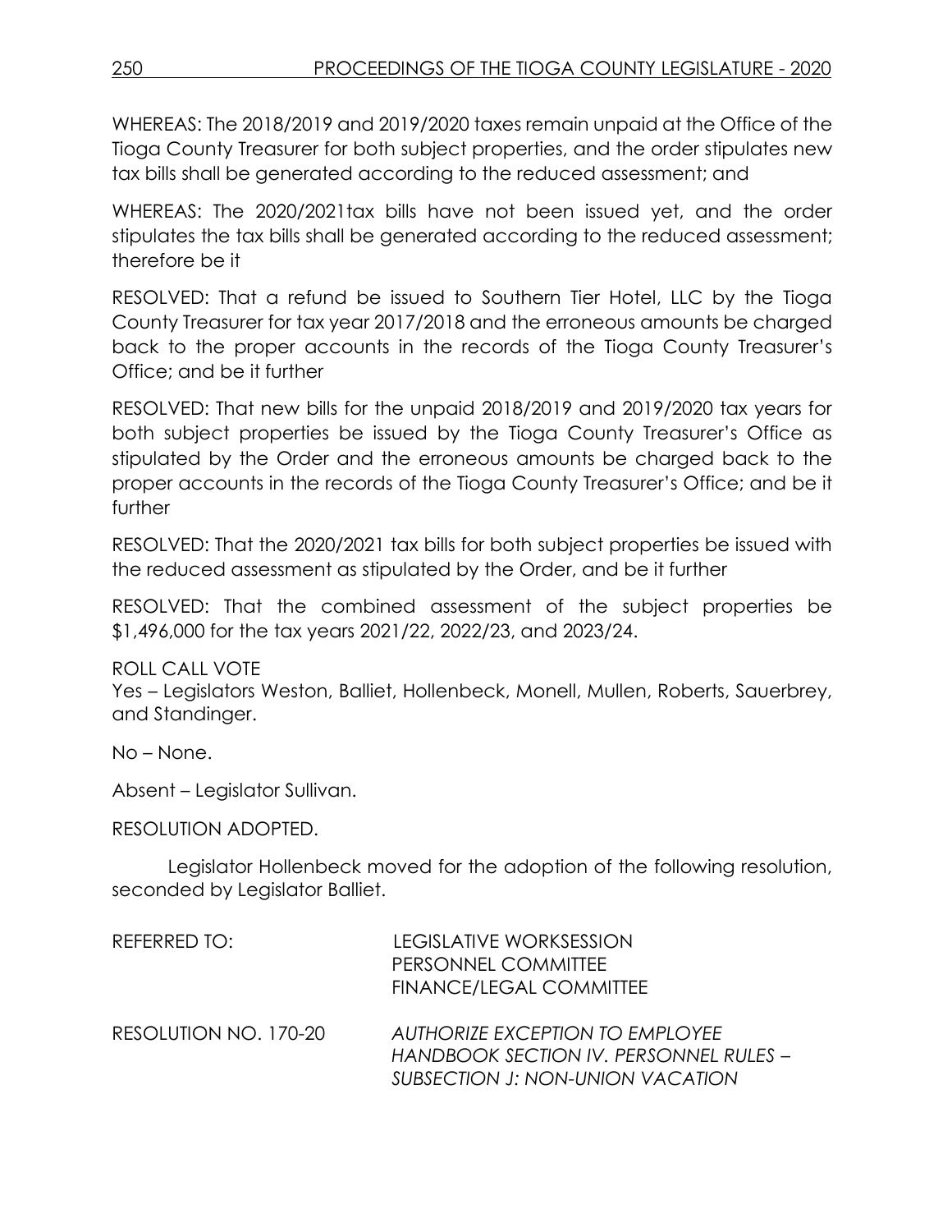WHEREAS: The 2018/2019 and 2019/2020 taxes remain unpaid at the Office of the Tioga County Treasurer for both subject properties, and the order stipulates new tax bills shall be generated according to the reduced assessment; and

WHEREAS: The 2020/2021tax bills have not been issued yet, and the order stipulates the tax bills shall be generated according to the reduced assessment; therefore be it

RESOLVED: That a refund be issued to Southern Tier Hotel, LLC by the Tioga County Treasurer for tax year 2017/2018 and the erroneous amounts be charged back to the proper accounts in the records of the Tioga County Treasurer's Office; and be it further

RESOLVED: That new bills for the unpaid 2018/2019 and 2019/2020 tax years for both subject properties be issued by the Tioga County Treasurer's Office as stipulated by the Order and the erroneous amounts be charged back to the proper accounts in the records of the Tioga County Treasurer's Office; and be it further

RESOLVED: That the 2020/2021 tax bills for both subject properties be issued with the reduced assessment as stipulated by the Order, and be it further

RESOLVED: That the combined assessment of the subject properties be $1,496,000 for the tax years 2021/22, 2022/23, and 2023/24.

ROLL CALL VOTE
Yes – Legislators Weston, Balliet, Hollenbeck, Monell, Mullen, Roberts, Sauerbrey, and Standinger.

No – None.

Absent – Legislator Sullivan.

RESOLUTION ADOPTED.

Legislator Hollenbeck moved for the adoption of the following resolution, seconded by Legislator Balliet.

REFERRED TO: LEGISLATIVE WORKSESSION
PERSONNEL COMMITTEE
FINANCE/LEGAL COMMITTEE

RESOLUTION NO. 170-20 *AUTHORIZE EXCEPTION TO EMPLOYEE HANDBOOK SECTION IV. PERSONNEL RULES – SUBSECTION J: NON-UNION VACATION*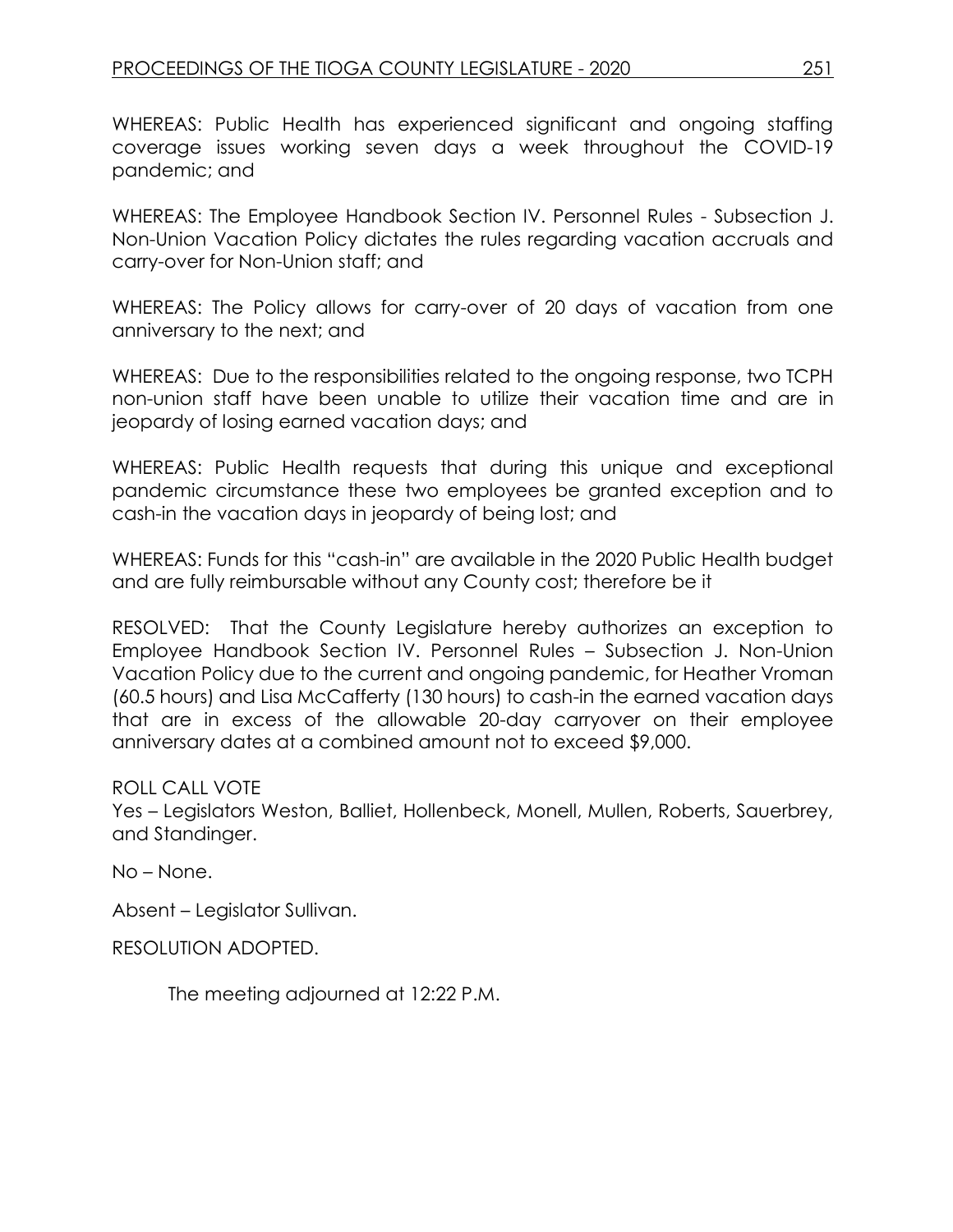WHEREAS: Public Health has experienced significant and ongoing staffing coverage issues working seven days a week throughout the COVID-19 pandemic; and

WHEREAS: The Employee Handbook Section IV. Personnel Rules - Subsection J. Non-Union Vacation Policy dictates the rules regarding vacation accruals and carry-over for Non-Union staff; and

WHEREAS: The Policy allows for carry-over of 20 days of vacation from one anniversary to the next; and

WHEREAS: Due to the responsibilities related to the ongoing response, two TCPH non-union staff have been unable to utilize their vacation time and are in jeopardy of losing earned vacation days; and

WHEREAS: Public Health requests that during this unique and exceptional pandemic circumstance these two employees be granted exception and to cash-in the vacation days in jeopardy of being lost; and

WHEREAS: Funds for this "cash-in" are available in the 2020 Public Health budget and are fully reimbursable without any County cost; therefore be it

RESOLVED: That the County Legislature hereby authorizes an exception to Employee Handbook Section IV. Personnel Rules – Subsection J. Non-Union Vacation Policy due to the current and ongoing pandemic, for Heather Vroman (60.5 hours) and Lisa McCafferty (130 hours) to cash-in the earned vacation days that are in excess of the allowable 20-day carryover on their employee anniversary dates at a combined amount not to exceed $9,000.

ROLL CALL VOTE
Yes – Legislators Weston, Balliet, Hollenbeck, Monell, Mullen, Roberts, Sauerbrey, and Standinger.

No – None.

Absent – Legislator Sullivan.

RESOLUTION ADOPTED.

The meeting adjourned at 12:22 P.M.